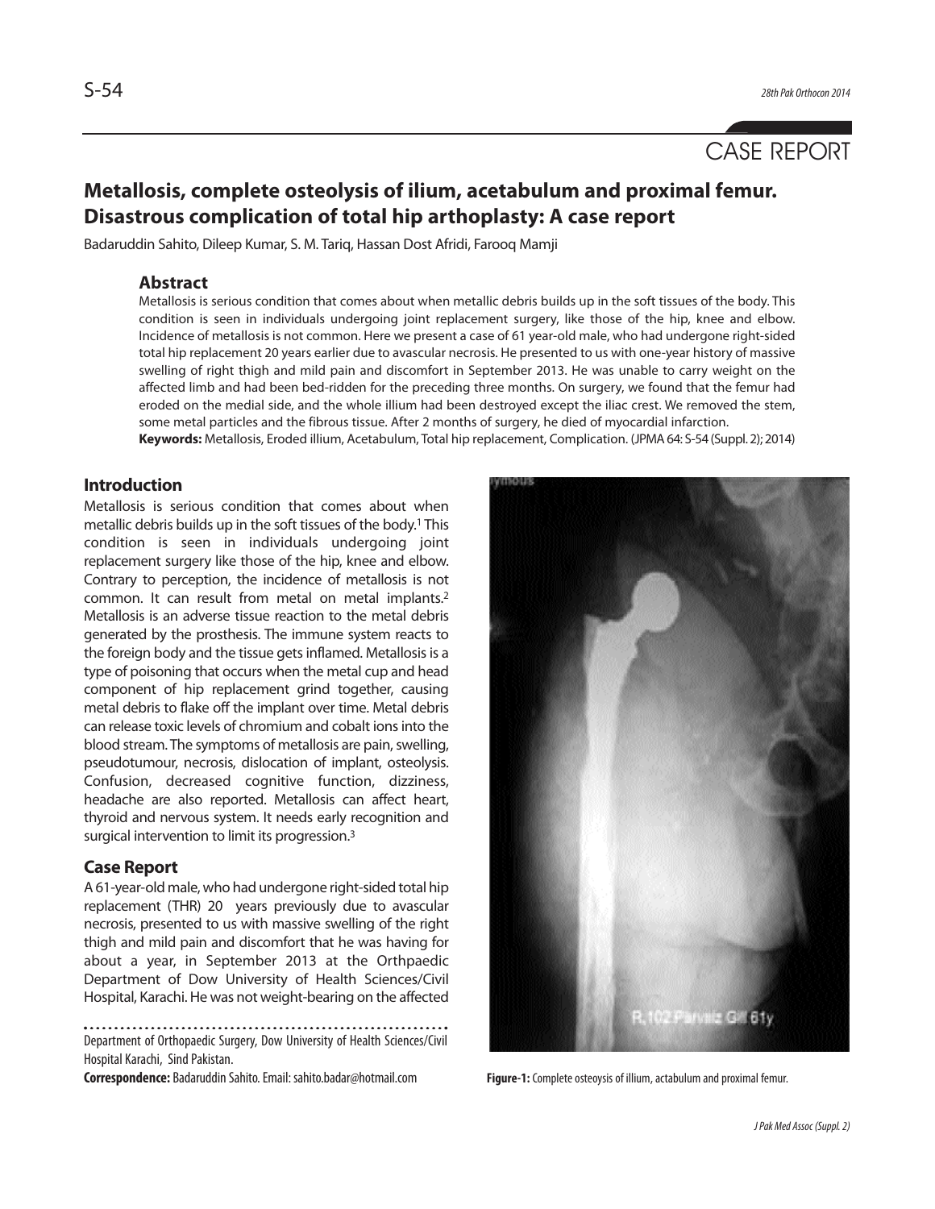CASE REPORT

# Metallosis, complete osteolysis of ilium, acetabulum and proximal femur. Disastrous complication of total hip arthoplasty: A case report

Badaruddin Sahito, Dileep Kumar, S. M. Tariq, Hassan Dost Afridi, Farooq Mamji

## Abstract

Metallosis is serious condition that comes about when metallic debris builds up in the soft tissues of the body. This condition is seen in individuals undergoing joint replacement surgery, like those of the hip, knee and elbow. Incidence of metallosis is not common. Here we present a case of 61 year-old male, who had undergone right-sided total hip replacement 20 years earlier due to avascular necrosis. He presented to us with one-year history of massive swelling of right thigh and mild pain and discomfort in September 2013. He was unable to carry weight on the affected limb and had been bed-ridden for the preceding three months. On surgery, we found that the femur had eroded on the medial side, and the whole illium had been destroyed except the iliac crest. We removed the stem, some metal particles and the fibrous tissue. After 2 months of surgery, he died of myocardial infarction.

**Keywords:** Metallosis, Eroded illium, Acetabulum, Total hip replacement, Complication. (JPMA 64: S-54 (Suppl. 2); 2014)

## Introduction

Metallosis is serious condition that comes about when metallic debris builds up in the soft tissues of the body.[1] This condition is seen in individuals undergoing joint replacement surgery like those of the hip, knee and elbow. Contrary to perception, the incidence of metallosis is not common. It can result from metal on metal implants.[2] Metallosis is an adverse tissue reaction to the metal debris generated by the prosthesis. The immune system reacts to the foreign body and the tissue gets inflamed. Metallosis is a type of poisoning that occurs when the metal cup and head component of hip replacement grind together, causing metal debris to flake off the implant over time. Metal debris can release toxic levels of chromium and cobalt ions into the blood stream. The symptoms of metallosis are pain, swelling, pseudotumour, necrosis, dislocation of implant, osteolysis. Confusion, decreased cognitive function, dizziness, headache are also reported. Metallosis can affect heart, thyroid and nervous system. It needs early recognition and surgical intervention to limit its progression.[3]

## Case Report

A 61-year-old male, who had undergone right-sided total hip replacement (THR) 20 years previously due to avascular necrosis, presented to us with massive swelling of the right thigh and mild pain and discomfort that he was having for about a year, in September 2013 at the Orthpaedic Department of Dow University of Health Sciences/Civil Hospital, Karachi. He was not weight-bearing on the affected

Figure-1: Complete osteoysis of illium, actabulum and proximal femur.

Department of Orthopaedic Surgery, Dow University of Health Sciences/Civil Hospital Karachi, Sind Pakistan.

**Correspondence:** Badaruddin Sahito. Email: sahito.badar@hotmail.com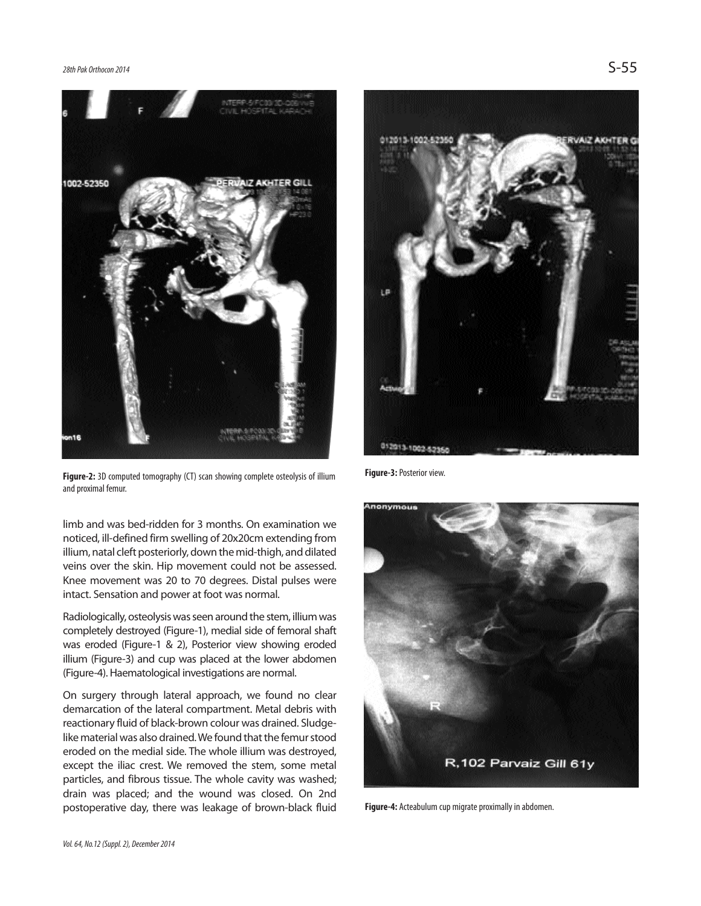Figure-2: 3D computed tomography (CT) scan showing complete osteolysis of illium and proximal femur.

Figure-3: Posterior view.

limb and was bed-ridden for 3 months. On examination we noticed, ill-defined firm swelling of 20x20cm extending from illium, natal cleft posteriorly, down the mid-thigh, and dilated veins over the skin. Hip movement could not be assessed. Knee movement was 20 to 70 degrees. Distal pulses were intact. Sensation and power at foot was normal.

Radiologically, osteolysis was seen around the stem, illium was completely destroyed (Figure-1), medial side of femoral shaft was eroded (Figure-1 & 2), Posterior view showing eroded illium (Figure-3) and cup was placed at the lower abdomen (Figure-4). Haematological investigations are normal.

On surgery through lateral approach, we found no clear demarcation of the lateral compartment. Metal debris with reactionary fluid of black-brown colour was drained. Sludge-like material was also drained. We found that the femur stood eroded on the medial side. The whole illium was destroyed, except the iliac crest. We removed the stem, some metal particles, and fibrous tissue. The whole cavity was washed; drain was placed; and the wound was closed. On 2nd postoperative day, there was leakage of brown-black fluid

Figure-4: Acteabulum cup migrate proximally in abdomen.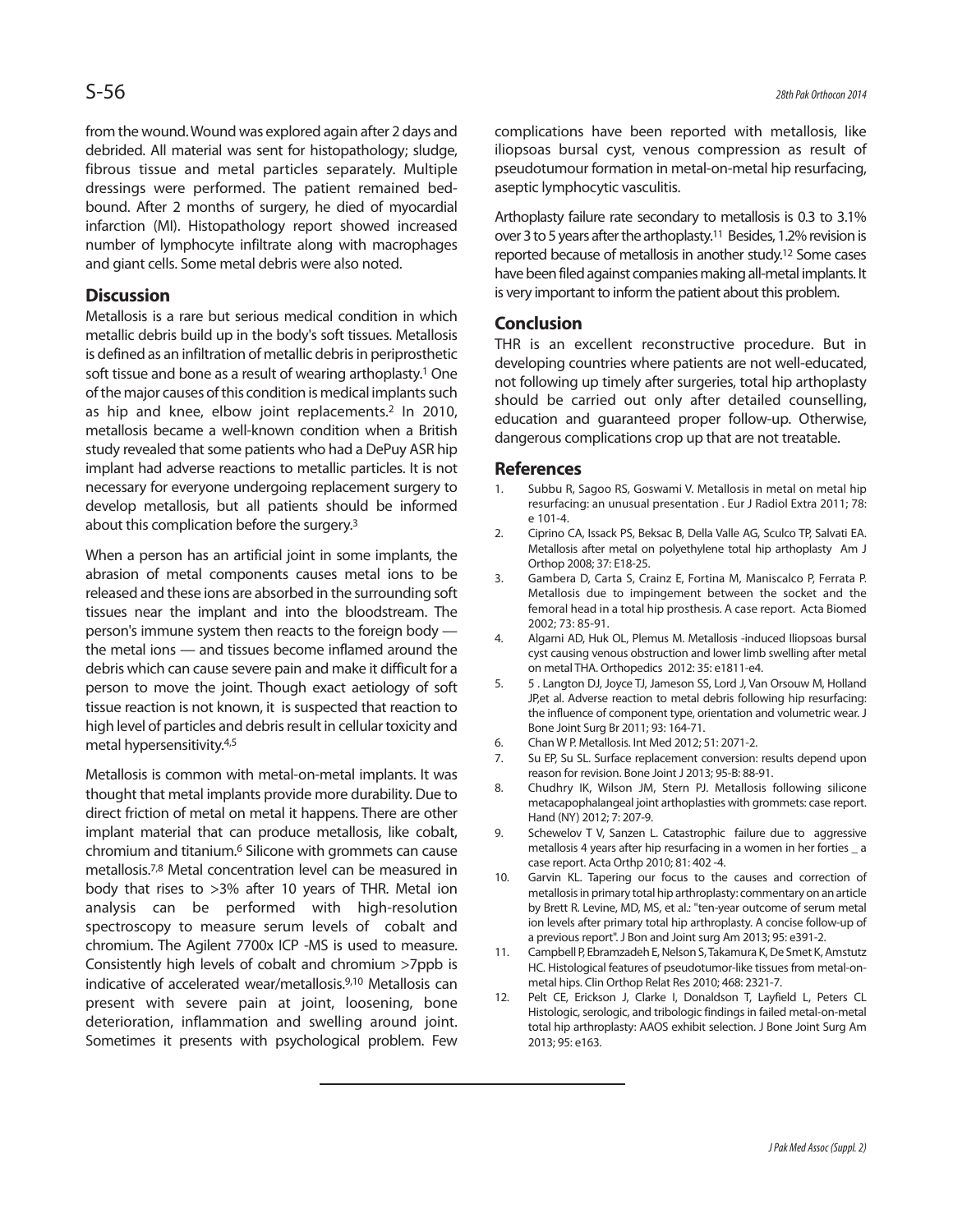from the wound. Wound was explored again after 2 days and debrided. All material was sent for histopathology; sludge, fibrous tissue and metal particles separately. Multiple dressings were performed. The patient remained bed-bound. After 2 months of surgery, he died of myocardial infarction (MI). Histopathology report showed increased number of lymphocyte infiltrate along with macrophages and giant cells. Some metal debris were also noted.

## Discussion

Metallosis is a rare but serious medical condition in which metallic debris build up in the body's soft tissues. Metallosis is defined as an infiltration of metallic debris in periprosthetic soft tissue and bone as a result of wearing arthoplasty.[1] One of the major causes of this condition is medical implants such as hip and knee, elbow joint replacements.[2] In 2010, metallosis became a well-known condition when a British study revealed that some patients who had a DePuy ASR hip implant had adverse reactions to metallic particles. It is not necessary for everyone undergoing replacement surgery to develop metallosis, but all patients should be informed about this complication before the surgery.[3]

When a person has an artificial joint in some implants, the abrasion of metal components causes metal ions to be released and these ions are absorbed in the surrounding soft tissues near the implant and into the bloodstream. The person's immune system then reacts to the foreign body — the metal ions — and tissues become inflamed around the debris which can cause severe pain and make it difficult for a person to move the joint. Though exact aetiology of soft tissue reaction is not known, it is suspected that reaction to high level of particles and debris result in cellular toxicity and metal hypersensitivity.[4,5]

Metallosis is common with metal-on-metal implants. It was thought that metal implants provide more durability. Due to direct friction of metal on metal it happens. There are other implant material that can produce metallosis, like cobalt, chromium and titanium.[6] Silicone with grommets can cause metallosis.[7,8] Metal concentration level can be measured in body that rises to >3% after 10 years of THR. Metal ion analysis can be performed with high-resolution spectroscopy to measure serum levels of cobalt and chromium. The Agilent 7700x ICP -MS is used to measure. Consistently high levels of cobalt and chromium >7ppb is indicative of accelerated wear/metallosis.[9,10] Metallosis can present with severe pain at joint, loosening, bone deterioration, inflammation and swelling around joint. Sometimes it presents with psychological problem. Few complications have been reported with metallosis, like iliopsoas bursal cyst, venous compression as result of pseudotumour formation in metal-on-metal hip resurfacing, aseptic lymphocytic vasculitis.

Arthoplasty failure rate secondary to metallosis is 0.3 to 3.1% over 3 to 5 years after the arthoplasty.[11] Besides, 1.2% revision is reported because of metallosis in another study.[12] Some cases have been filed against companies making all-metal implants. It is very important to inform the patient about this problem.

## Conclusion

THR is an excellent reconstructive procedure. But in developing countries where patients are not well-educated, not following up timely after surgeries, total hip arthoplasty should be carried out only after detailed counselling, education and guaranteed proper follow-up. Otherwise, dangerous complications crop up that are not treatable.

## References

1. Subbu R, Sagoo RS, Goswami V. Metallosis in metal on metal hip resurfacing: an unusual presentation . Eur J Radiol Extra 2011; 78: e 101-4.
2. Ciprino CA, Issack PS, Beksac B, Della Valle AG, Sculco TP, Salvati EA. Metallosis after metal on polyethylene total hip arthoplasty Am J Orthop 2008; 37: E18-25.
3. Gambera D, Carta S, Crainz E, Fortina M, Maniscalco P, Ferrata P. Metallosis due to impingement between the socket and the femoral head in a total hip prosthesis. A case report. Acta Biomed 2002; 73: 85-91.
4. Algarni AD, Huk OL, Plemus M. Metallosis -induced Iliopsoas bursal cyst causing venous obstruction and lower limb swelling after metal on metal THA. Orthopedics 2012: 35: e1811-e4.
5. 5 . Langton DJ, Joyce TJ, Jameson SS, Lord J, Van Orsouw M, Holland JP,et al. Adverse reaction to metal debris following hip resurfacing: the influence of component type, orientation and volumetric wear. J Bone Joint Surg Br 2011; 93: 164-71.
6. Chan W P. Metallosis. Int Med 2012; 51: 2071-2.
7. Su EP, Su SL. Surface replacement conversion: results depend upon reason for revision. Bone Joint J 2013; 95-B: 88-91.
8. Chudhry IK, Wilson JM, Stern PJ. Metallosis following silicone metacapophalangeal joint arthoplasties with grommets: case report. Hand (NY) 2012; 7: 207-9.
9. Schewelov T V, Sanzen L. Catastrophic failure due to aggressive metallosis 4 years after hip resurfacing in a women in her forties _ a case report. Acta Orthp 2010; 81: 402 -4.
10. Garvin KL. Tapering our focus to the causes and correction of metallosis in primary total hip arthroplasty: commentary on an article by Brett R. Levine, MD, MS, et al.: "ten-year outcome of serum metal ion levels after primary total hip arthroplasty. A concise follow-up of a previous report". J Bon and Joint surg Am 2013; 95: e391-2.
11. Campbell P, Ebramzadeh E, Nelson S, Takamura K, De Smet K, Amstutz HC. Histological features of pseudotumor-like tissues from metal-on-metal hips. Clin Orthop Relat Res 2010; 468: 2321-7.
12. Pelt CE, Erickson J, Clarke I, Donaldson T, Layfield L, Peters CL Histologic, serologic, and tribologic findings in failed metal-on-metal total hip arthroplasty: AAOS exhibit selection. J Bone Joint Surg Am 2013; 95: e163.